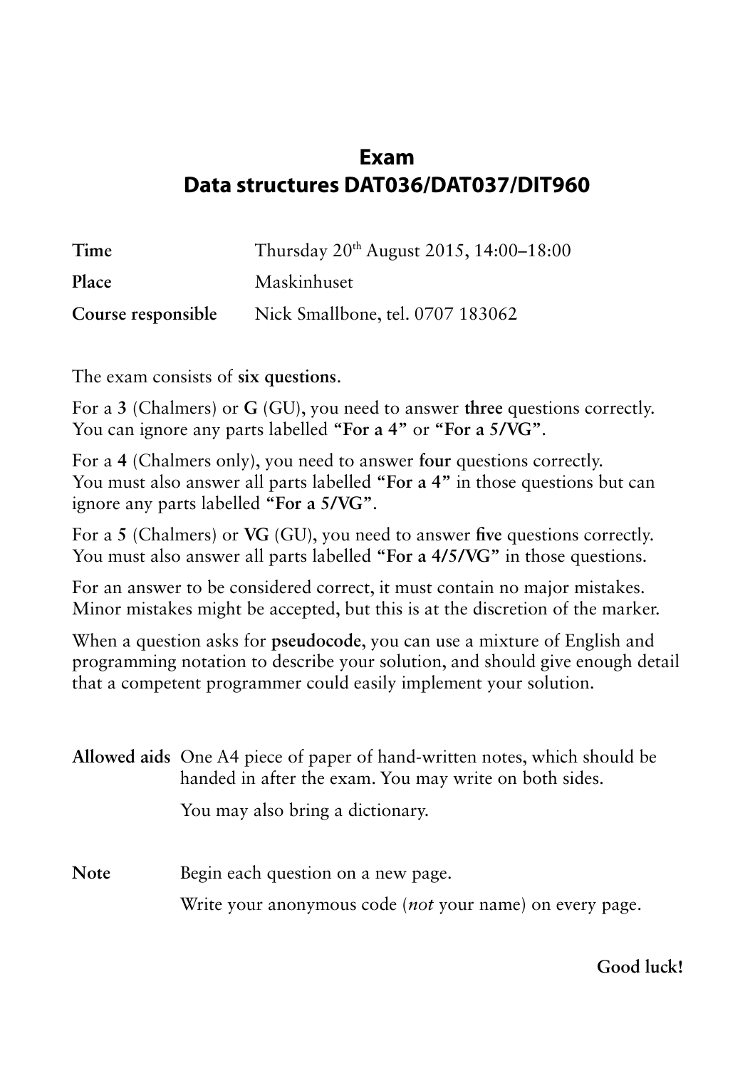# Exam
# Data structures DAT036/DAT037/DIT960

| | |
|---|---|
| **Time** | Thursday 20th August 2015, 14:00–18:00 |
| **Place** | Maskinhuset |
| **Course responsible** | Nick Smallbone, tel. 0707 183062 |

The exam consists of **six questions**.

For a **3** (Chalmers) or **G** (GU), you need to answer **three** questions correctly. You can ignore any parts labelled **"For a 4"** or **"For a 5/VG"**.

For a **4** (Chalmers only), you need to answer **four** questions correctly. You must also answer all parts labelled **"For a 4"** in those questions but can ignore any parts labelled **"For a 5/VG"**.

For a **5** (Chalmers) or **VG** (GU), you need to answer **five** questions correctly. You must also answer all parts labelled **"For a 4/5/VG"** in those questions.

For an answer to be considered correct, it must contain no major mistakes. Minor mistakes might be accepted, but this is at the discretion of the marker.

When a question asks for **pseudocode**, you can use a mixture of English and programming notation to describe your solution, and should give enough detail that a competent programmer could easily implement your solution.

**Allowed aids** One A4 piece of paper of hand-written notes, which should be handed in after the exam. You may write on both sides.

You may also bring a dictionary.

**Note** Begin each question on a new page.

Write your anonymous code (*not* your name) on every page.

**Good luck!**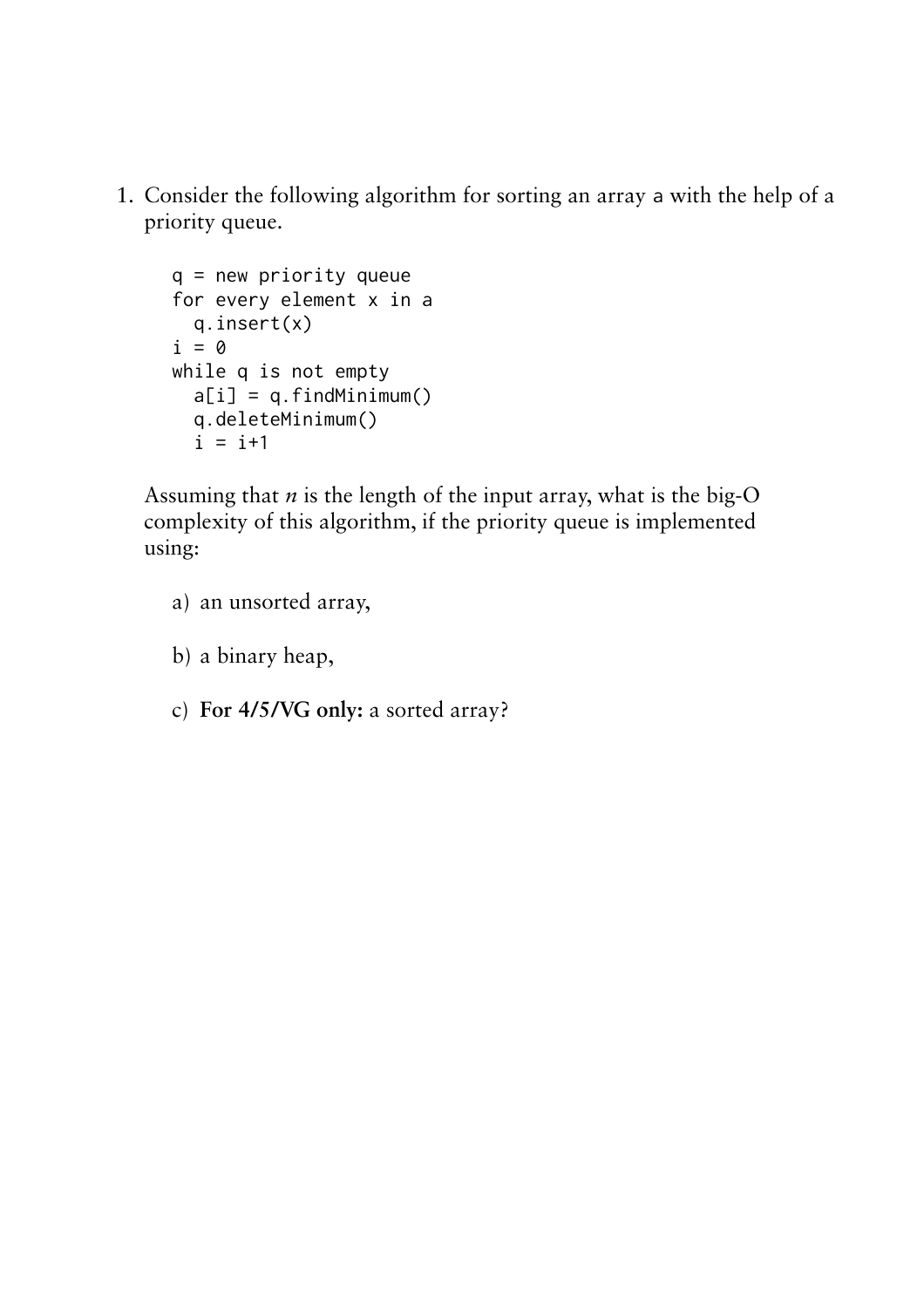1. Consider the following algorithm for sorting an array `a` with the help of a priority queue.

```
q = new priority queue
for every element x in a
  q.insert(x)
i = 0
while q is not empty
  a[i] = q.findMinimum()
  q.deleteMinimum()
  i = i+1
```

   Assuming that $n$ is the length of the input array, what is the big-O complexity of this algorithm, if the priority queue is implemented using:

   a) an unsorted array,

   b) a binary heap,

   c) **For 4/5/VG only:** a sorted array?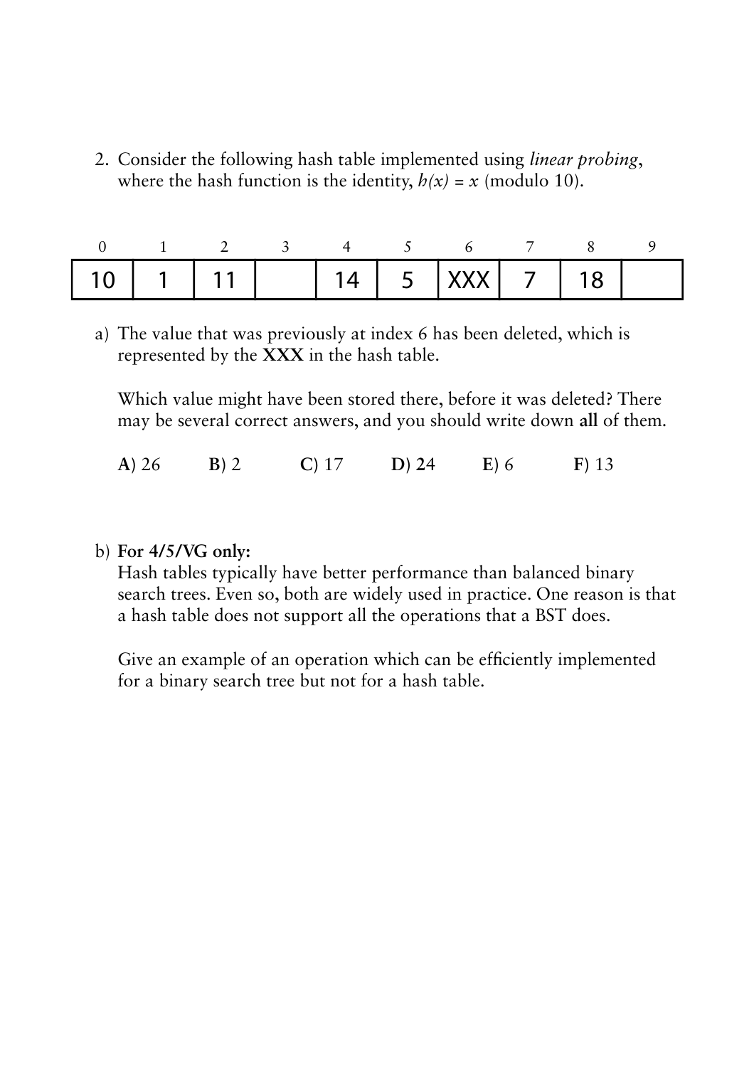2. Consider the following hash table implemented using *linear probing*, where the hash function is the identity, $h(x) = x$ (modulo 10).

| 0 | 1 | 2 | 3 | 4 | 5 | 6 | 7 | 8 | 9 |
|---|---|---|---|---|---|---|---|---|---|
| 10 | 1 | 11 | | 14 | 5 | XXX | 7 | 18 | |

a) The value that was previously at index 6 has been deleted, which is represented by the **XXX** in the hash table.

Which value might have been stored there, before it was deleted? There may be several correct answers, and you should write down **all** of them.

**A**) 26 **B**) 2 **C**) 17 **D**) 24 **E**) 6 **F**) 13

b) **For 4/5/VG only:**
Hash tables typically have better performance than balanced binary search trees. Even so, both are widely used in practice. One reason is that a hash table does not support all the operations that a BST does.

Give an example of an operation which can be efficiently implemented for a binary search tree but not for a hash table.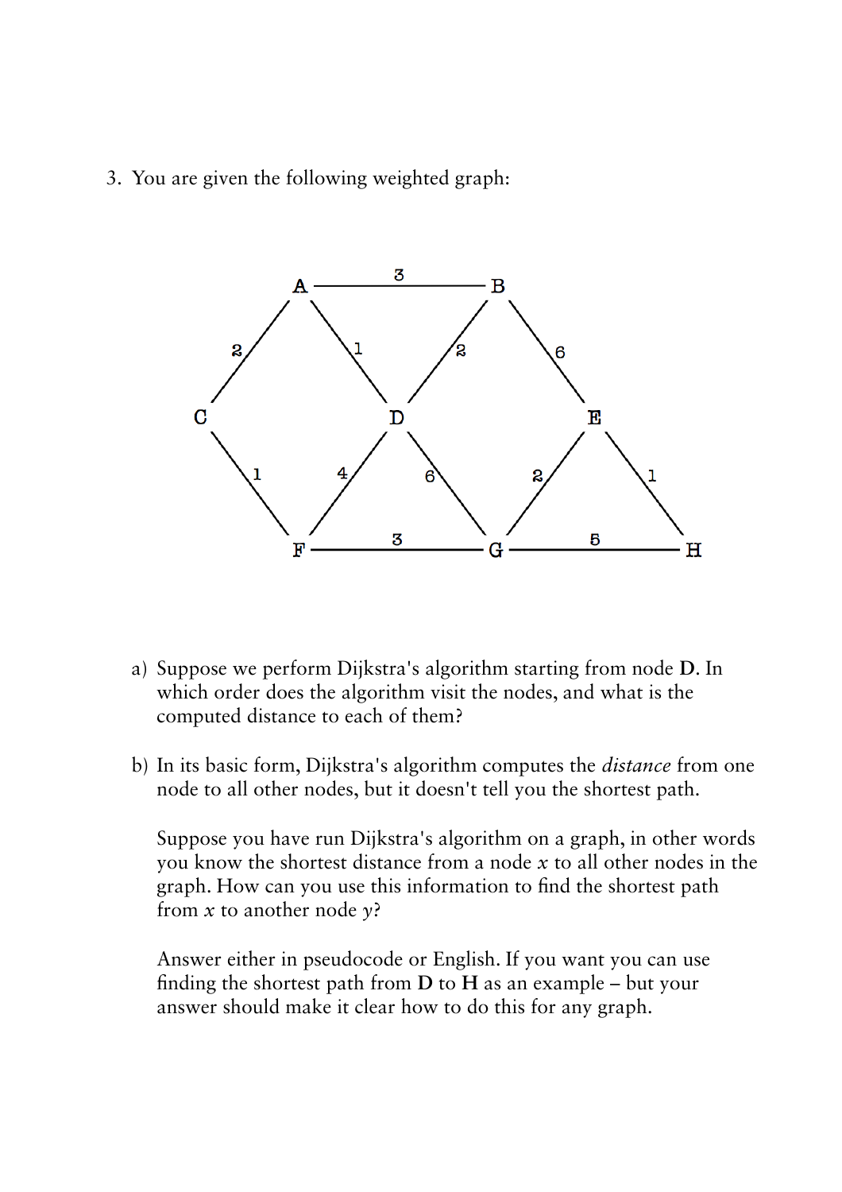3. You are given the following weighted graph:

a) Suppose we perform Dijkstra's algorithm starting from node **D**. In which order does the algorithm visit the nodes, and what is the computed distance to each of them?

b) In its basic form, Dijkstra's algorithm computes the *distance* from one node to all other nodes, but it doesn't tell you the shortest path.

   Suppose you have run Dijkstra's algorithm on a graph, in other words you know the shortest distance from a node $x$ to all other nodes in the graph. How can you use this information to find the shortest path from $x$ to another node $y$?

   Answer either in pseudocode or English. If you want you can use finding the shortest path from **D** to **H** as an example – but your answer should make it clear how to do this for any graph.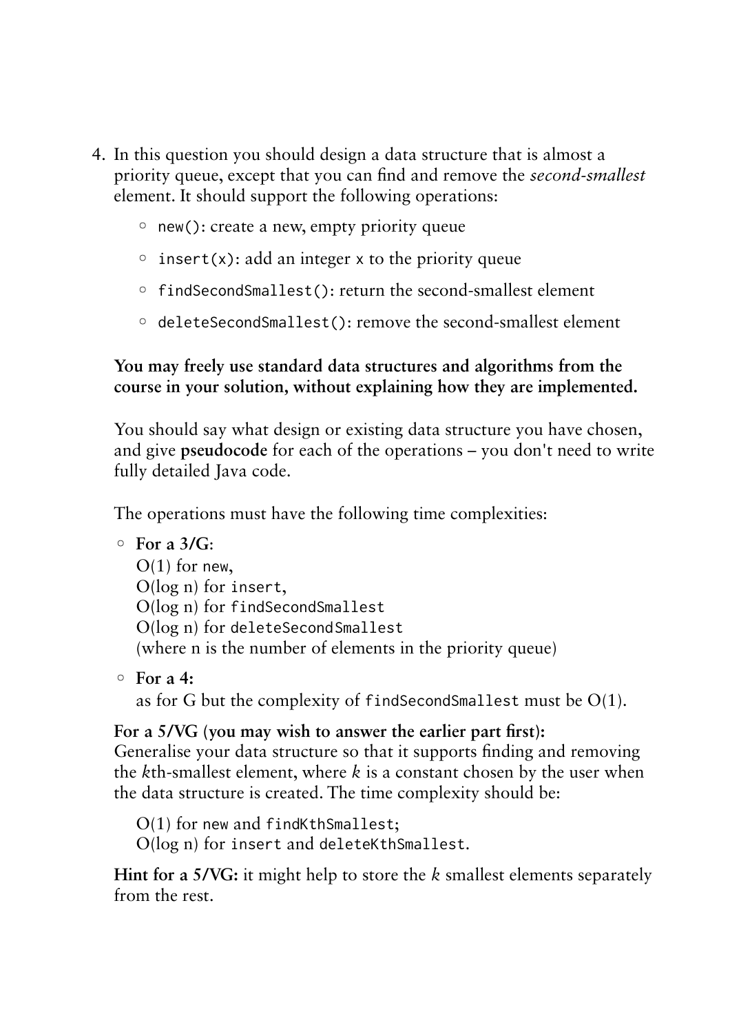4. In this question you should design a data structure that is almost a priority queue, except that you can find and remove the *second-smallest* element. It should support the following operations:

   - `new()`: create a new, empty priority queue
   - `insert(x)`: add an integer `x` to the priority queue
   - `findSecondSmallest()`: return the second-smallest element
   - `deleteSecondSmallest()`: remove the second-smallest element

   **You may freely use standard data structures and algorithms from the course in your solution, without explaining how they are implemented.**

   You should say what design or existing data structure you have chosen, and give **pseudocode** for each of the operations – you don't need to write fully detailed Java code.

   The operations must have the following time complexities:

   - **For a 3/G**:
     O(1) for `new`,
     O(log n) for `insert`,
     O(log n) for `findSecondSmallest`
     O(log n) for `deleteSecondSmallest`
     (where n is the number of elements in the priority queue)
   - **For a 4:**
     as for G but the complexity of `findSecondSmallest` must be O(1).

   **For a 5/VG (you may wish to answer the earlier part first):**
   Generalise your data structure so that it supports finding and removing the *k*th-smallest element, where *k* is a constant chosen by the user when the data structure is created. The time complexity should be:

   O(1) for `new` and `findKthSmallest`;
   O(log n) for `insert` and `deleteKthSmallest`.

   **Hint for a 5/VG:** it might help to store the *k* smallest elements separately from the rest.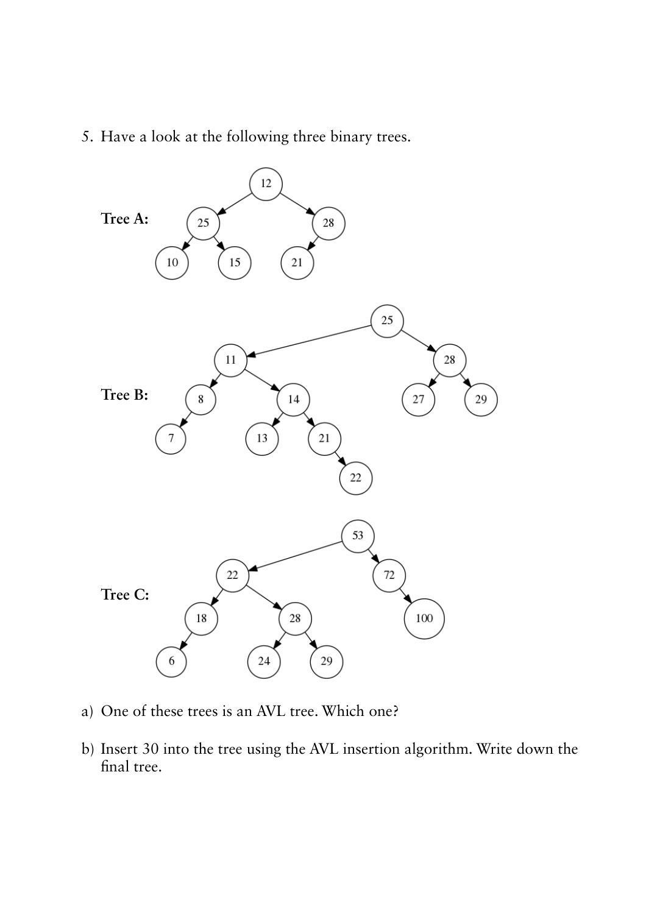5. Have a look at the following three binary trees.

**Tree A:**

**Tree B:**

**Tree C:**

a) One of these trees is an AVL tree. Which one?

b) Insert 30 into the tree using the AVL insertion algorithm. Write down the final tree.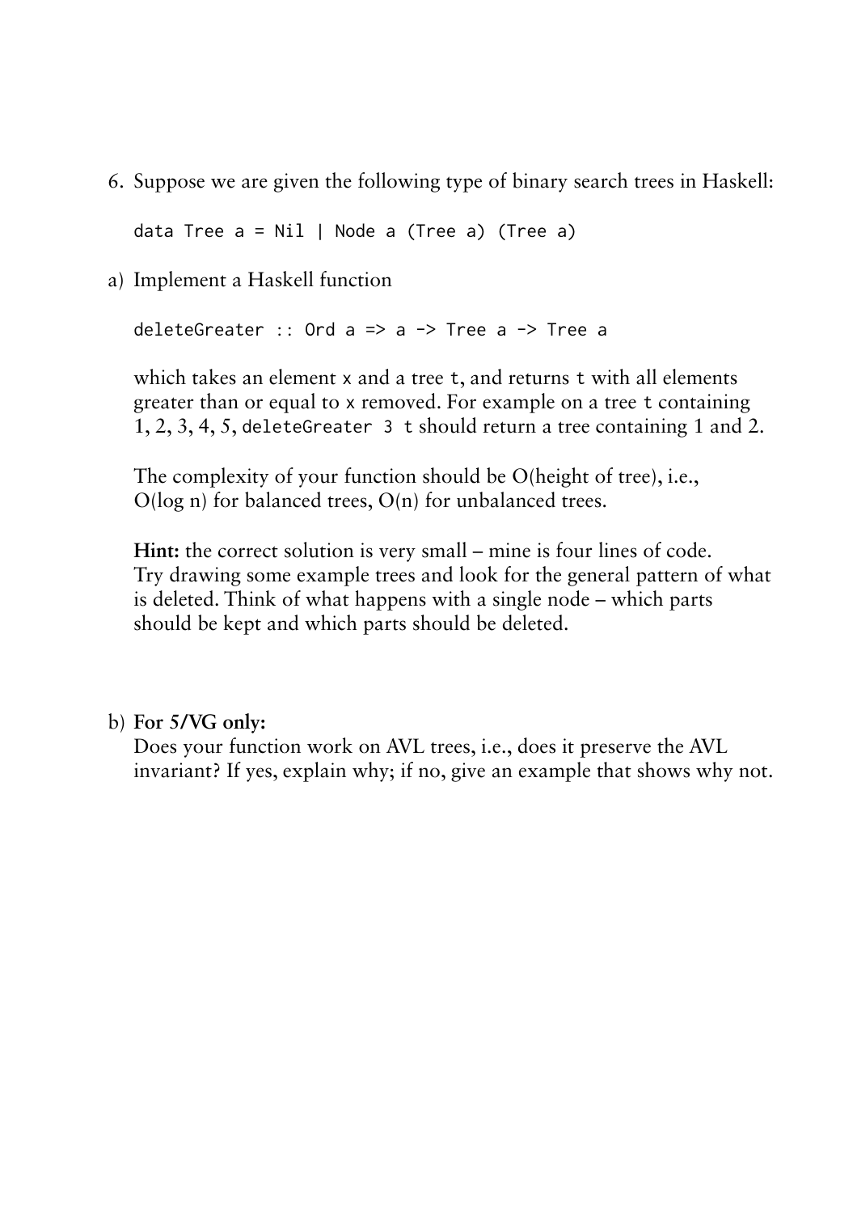6. Suppose we are given the following type of binary search trees in Haskell:

```
data Tree a = Nil | Node a (Tree a) (Tree a)
```

a) Implement a Haskell function

```
deleteGreater :: Ord a => a -> Tree a -> Tree a
```

which takes an element `x` and a tree `t`, and returns `t` with all elements greater than or equal to `x` removed. For example on a tree `t` containing 1, 2, 3, 4, 5, `deleteGreater 3 t` should return a tree containing 1 and 2.

The complexity of your function should be O(height of tree), i.e., O(log n) for balanced trees, O(n) for unbalanced trees.

**Hint:** the correct solution is very small – mine is four lines of code. Try drawing some example trees and look for the general pattern of what is deleted. Think of what happens with a single node – which parts should be kept and which parts should be deleted.

b) **For 5/VG only:**
Does your function work on AVL trees, i.e., does it preserve the AVL invariant? If yes, explain why; if no, give an example that shows why not.